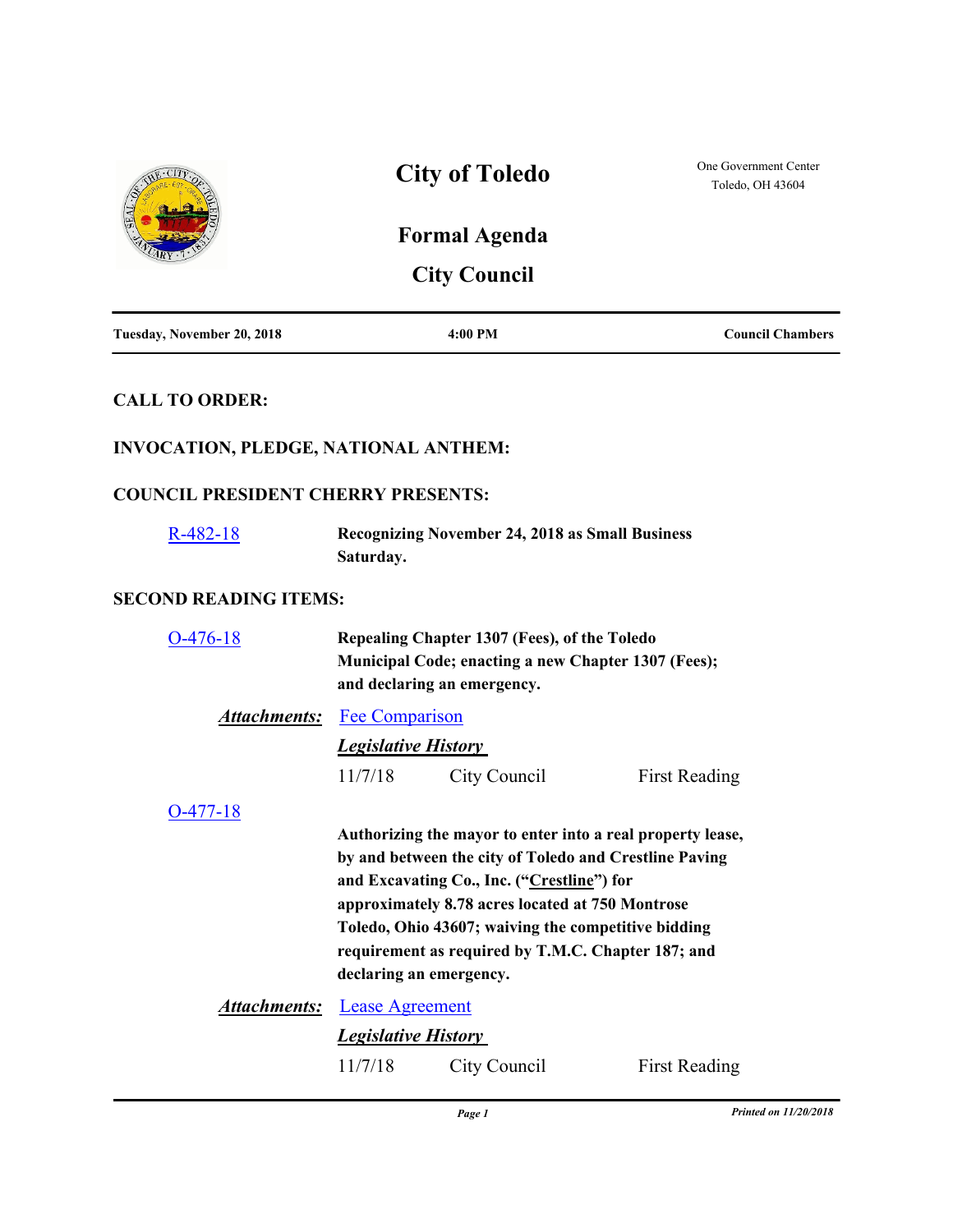# City of Toledo

One Government Center
Toledo, OH 43604

## Formal Agenda

## City Council

| Tuesday, November 20, 2018 | 4:00 PM | Council Chambers |
| --- | --- | --- |

### CALL TO ORDER:

### INVOCATION, PLEDGE, NATIONAL ANTHEM:

### COUNCIL PRESIDENT CHERRY PRESENTS:

R-482-18 — **Recognizing November 24, 2018 as Small Business Saturday.**

### SECOND READING ITEMS:

O-476-18 — **Repealing Chapter 1307 (Fees), of the Toledo Municipal Code; enacting a new Chapter 1307 (Fees); and declaring an emergency.**

***Attachments:*** Fee Comparison

***Legislative History***

| 11/7/18 | City Council | First Reading |
| --- | --- | --- |

O-477-18 — **Authorizing the mayor to enter into a real property lease, by and between the city of Toledo and Crestline Paving and Excavating Co., Inc. ("Crestline") for approximately 8.78 acres located at 750 Montrose Toledo, Ohio 43607; waiving the competitive bidding requirement as required by T.M.C. Chapter 187; and declaring an emergency.**

***Attachments:*** Lease Agreement

***Legislative History***

| 11/7/18 | City Council | First Reading |
| --- | --- | --- |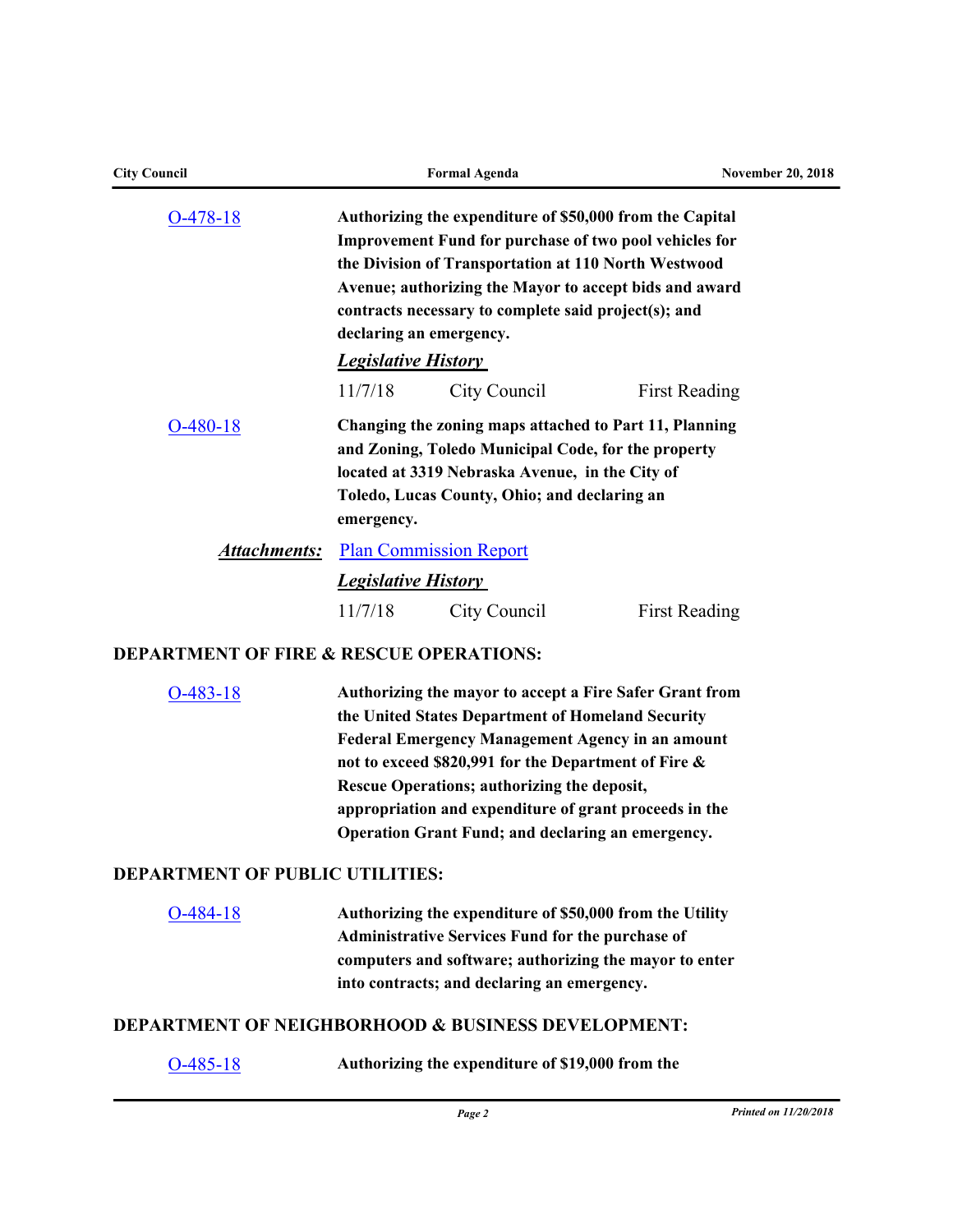O-478-18

**Authorizing the expenditure of $50,000 from the Capital Improvement Fund for purchase of two pool vehicles for the Division of Transportation at 110 North Westwood Avenue; authorizing the Mayor to accept bids and award contracts necessary to complete said project(s); and declaring an emergency.**

***Legislative History***

| | | |
|---|---|---|
| 11/7/18 | City Council | First Reading |

O-480-18

**Changing the zoning maps attached to Part 11, Planning and Zoning, Toledo Municipal Code, for the property located at 3319 Nebraska Avenue, in the City of Toledo, Lucas County, Ohio; and declaring an emergency.**

***Attachments:*** Plan Commission Report

***Legislative History***

| | | |
|---|---|---|
| 11/7/18 | City Council | First Reading |

## DEPARTMENT OF FIRE & RESCUE OPERATIONS:

O-483-18

**Authorizing the mayor to accept a Fire Safer Grant from the United States Department of Homeland Security Federal Emergency Management Agency in an amount not to exceed $820,991 for the Department of Fire & Rescue Operations; authorizing the deposit, appropriation and expenditure of grant proceeds in the Operation Grant Fund; and declaring an emergency.**

## DEPARTMENT OF PUBLIC UTILITIES:

O-484-18

**Authorizing the expenditure of $50,000 from the Utility Administrative Services Fund for the purchase of computers and software; authorizing the mayor to enter into contracts; and declaring an emergency.**

## DEPARTMENT OF NEIGHBORHOOD & BUSINESS DEVELOPMENT:

O-485-18

**Authorizing the expenditure of $19,000 from the**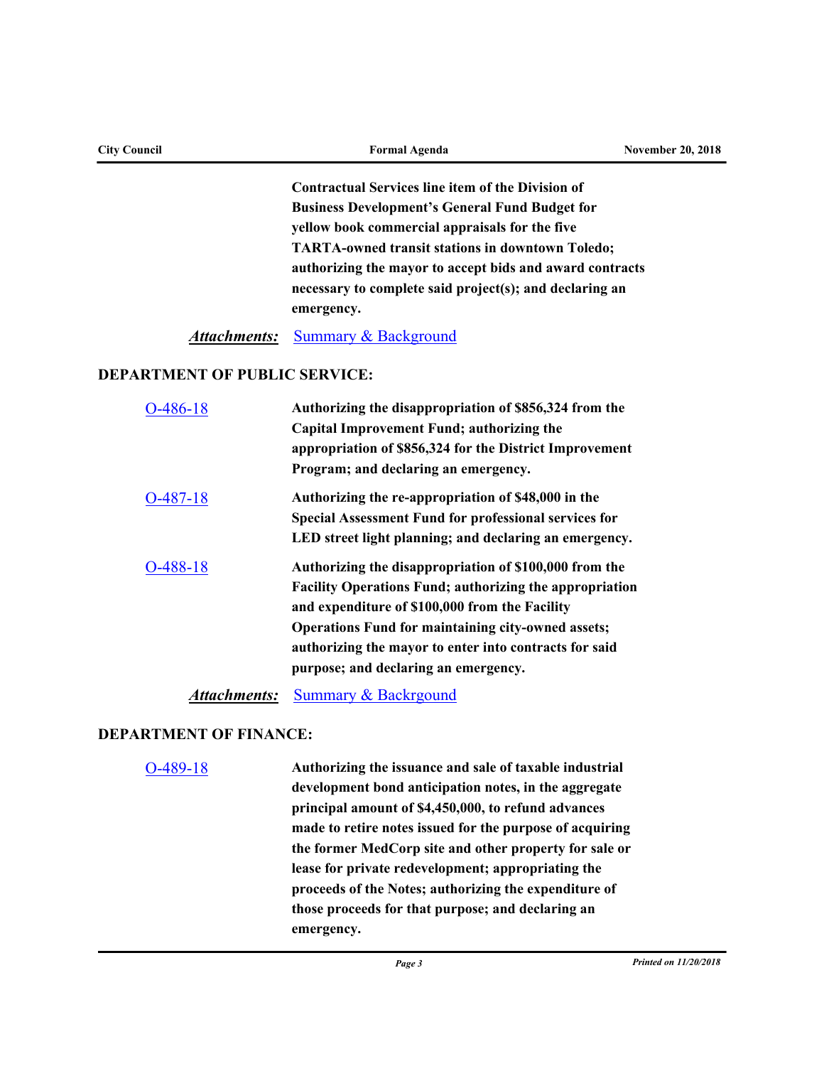Contractual Services line item of the Division of Business Development's General Fund Budget for yellow book commercial appraisals for the five TARTA-owned transit stations in downtown Toledo; authorizing the mayor to accept bids and award contracts necessary to complete said project(s); and declaring an emergency.

***Attachments:*** Summary & Background

## DEPARTMENT OF PUBLIC SERVICE:

O-486-18 **Authorizing the disappropriation of $856,324 from the Capital Improvement Fund; authorizing the appropriation of $856,324 for the District Improvement Program; and declaring an emergency.**

O-487-18 **Authorizing the re-appropriation of $48,000 in the Special Assessment Fund for professional services for LED street light planning; and declaring an emergency.**

O-488-18 **Authorizing the disappropriation of $100,000 from the Facility Operations Fund; authorizing the appropriation and expenditure of $100,000 from the Facility Operations Fund for maintaining city-owned assets; authorizing the mayor to enter into contracts for said purpose; and declaring an emergency.**

***Attachments:*** Summary & Backrgound

## DEPARTMENT OF FINANCE:

O-489-18 **Authorizing the issuance and sale of taxable industrial development bond anticipation notes, in the aggregate principal amount of $4,450,000, to refund advances made to retire notes issued for the purpose of acquiring the former MedCorp site and other property for sale or lease for private redevelopment; appropriating the proceeds of the Notes; authorizing the expenditure of those proceeds for that purpose; and declaring an emergency.**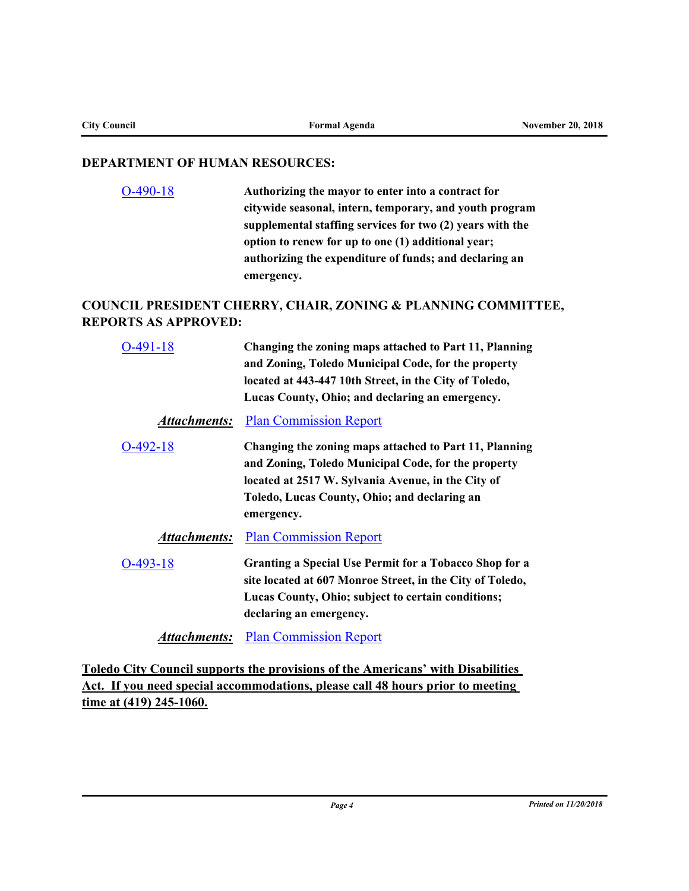## DEPARTMENT OF HUMAN RESOURCES:

O-490-18 **Authorizing the mayor to enter into a contract for citywide seasonal, intern, temporary, and youth program supplemental staffing services for two (2) years with the option to renew for up to one (1) additional year; authorizing the expenditure of funds; and declaring an emergency.**

## COUNCIL PRESIDENT CHERRY, CHAIR, ZONING & PLANNING COMMITTEE, REPORTS AS APPROVED:

O-491-18 **Changing the zoning maps attached to Part 11, Planning and Zoning, Toledo Municipal Code, for the property located at 443-447 10th Street, in the City of Toledo, Lucas County, Ohio; and declaring an emergency.**

***Attachments:*** Plan Commission Report

O-492-18 **Changing the zoning maps attached to Part 11, Planning and Zoning, Toledo Municipal Code, for the property located at 2517 W. Sylvania Avenue, in the City of Toledo, Lucas County, Ohio; and declaring an emergency.**

***Attachments:*** Plan Commission Report

O-493-18 **Granting a Special Use Permit for a Tobacco Shop for a site located at 607 Monroe Street, in the City of Toledo, Lucas County, Ohio; subject to certain conditions; declaring an emergency.**

***Attachments:*** Plan Commission Report

**Toledo City Council supports the provisions of the Americans' with Disabilities Act. If you need special accommodations, please call 48 hours prior to meeting time at (419) 245-1060.**